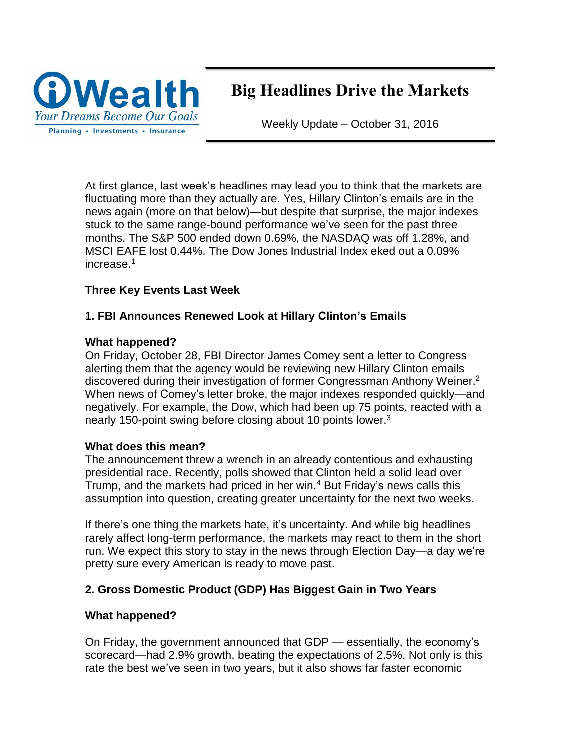iWealth
*Your Dreams Become Our Goals*
Planning • Investments • Insurance

# Big Headlines Drive the Markets

Weekly Update – October 31, 2016

At first glance, last week's headlines may lead you to think that the markets are fluctuating more than they actually are. Yes, Hillary Clinton's emails are in the news again (more on that below)—but despite that surprise, the major indexes stuck to the same range-bound performance we've seen for the past three months. The S&P 500 ended down 0.69%, the NASDAQ was off 1.28%, and MSCI EAFE lost 0.44%. The Dow Jones Industrial Index eked out a 0.09% increase.[1]

**Three Key Events Last Week**

**1. FBI Announces Renewed Look at Hillary Clinton's Emails**

**What happened?**

On Friday, October 28, FBI Director James Comey sent a letter to Congress alerting them that the agency would be reviewing new Hillary Clinton emails discovered during their investigation of former Congressman Anthony Weiner.[2] When news of Comey's letter broke, the major indexes responded quickly—and negatively. For example, the Dow, which had been up 75 points, reacted with a nearly 150-point swing before closing about 10 points lower.[3]

**What does this mean?**

The announcement threw a wrench in an already contentious and exhausting presidential race. Recently, polls showed that Clinton held a solid lead over Trump, and the markets had priced in her win.[4] But Friday's news calls this assumption into question, creating greater uncertainty for the next two weeks.

If there's one thing the markets hate, it's uncertainty. And while big headlines rarely affect long-term performance, the markets may react to them in the short run. We expect this story to stay in the news through Election Day—a day we're pretty sure every American is ready to move past.

**2. Gross Domestic Product (GDP) Has Biggest Gain in Two Years**

**What happened?**

On Friday, the government announced that GDP — essentially, the economy's scorecard—had 2.9% growth, beating the expectations of 2.5%. Not only is this rate the best we've seen in two years, but it also shows far faster economic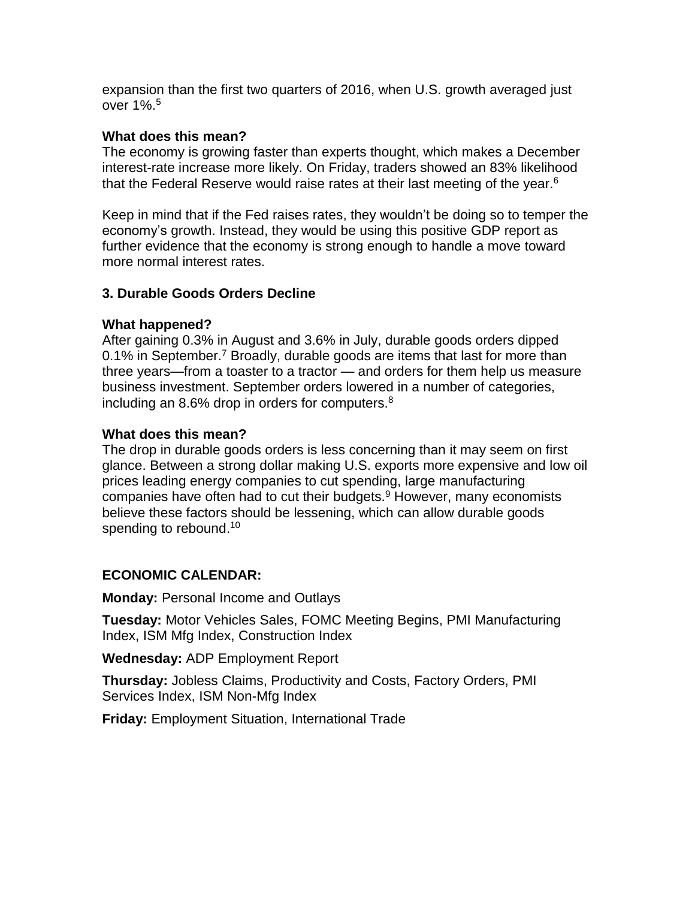expansion than the first two quarters of 2016, when U.S. growth averaged just over 1%.[5]

**What does this mean?**
The economy is growing faster than experts thought, which makes a December interest-rate increase more likely. On Friday, traders showed an 83% likelihood that the Federal Reserve would raise rates at their last meeting of the year.[6]

Keep in mind that if the Fed raises rates, they wouldn't be doing so to temper the economy's growth. Instead, they would be using this positive GDP report as further evidence that the economy is strong enough to handle a move toward more normal interest rates.

**3. Durable Goods Orders Decline**

**What happened?**
After gaining 0.3% in August and 3.6% in July, durable goods orders dipped 0.1% in September.[7] Broadly, durable goods are items that last for more than three years—from a toaster to a tractor — and orders for them help us measure business investment. September orders lowered in a number of categories, including an 8.6% drop in orders for computers.[8]

**What does this mean?**
The drop in durable goods orders is less concerning than it may seem on first glance. Between a strong dollar making U.S. exports more expensive and low oil prices leading energy companies to cut spending, large manufacturing companies have often had to cut their budgets.[9] However, many economists believe these factors should be lessening, which can allow durable goods spending to rebound.[10]

**ECONOMIC CALENDAR:**

**Monday:** Personal Income and Outlays

**Tuesday:** Motor Vehicles Sales, FOMC Meeting Begins, PMI Manufacturing Index, ISM Mfg Index, Construction Index

**Wednesday:** ADP Employment Report

**Thursday:** Jobless Claims, Productivity and Costs, Factory Orders, PMI Services Index, ISM Non-Mfg Index

**Friday:** Employment Situation, International Trade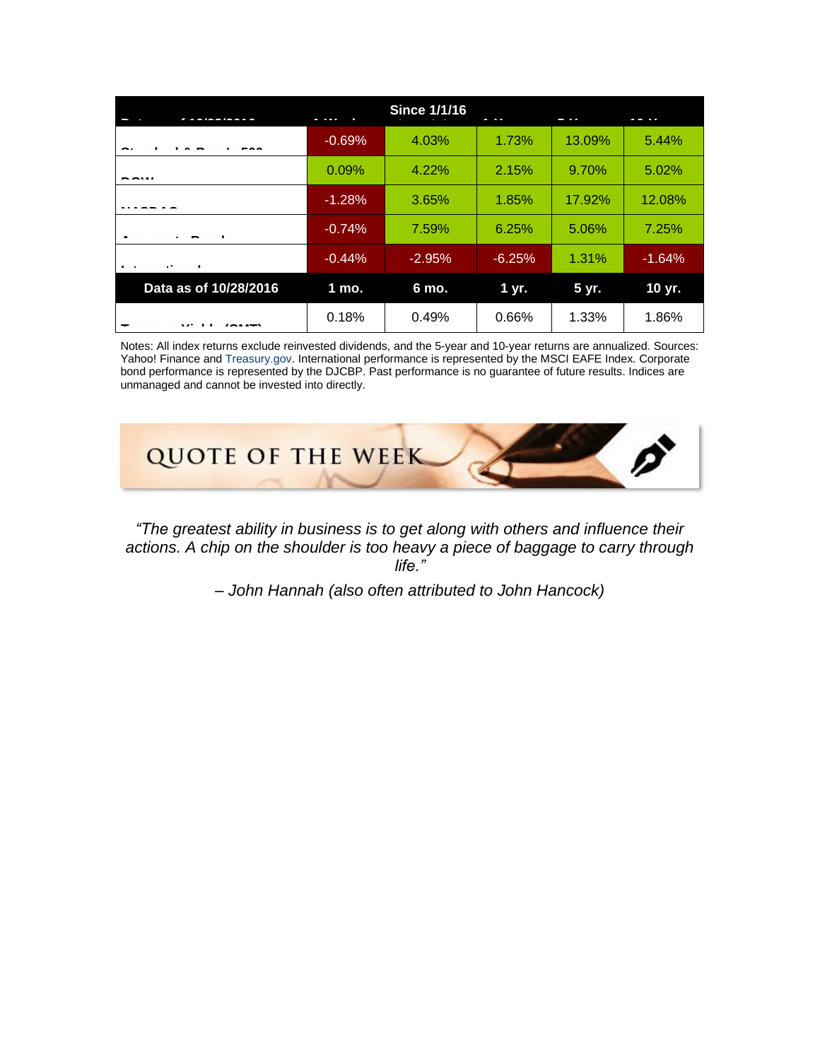| Data as of 10/28/2016 | 1 Week | Since 1/1/16 | 1 Yr. | 5 Yr. | 10 Yr. |
|---|---|---|---|---|---|
| Standard & Poor's 500 | -0.69% | 4.03% | 1.73% | 13.09% | 5.44% |
| DOW | 0.09% | 4.22% | 2.15% | 9.70% | 5.02% |
| NASDAQ | -1.28% | 3.65% | 1.85% | 17.92% | 12.08% |
| Aggregate Bond | -0.74% | 7.59% | 6.25% | 5.06% | 7.25% |
| International | -0.44% | -2.95% | -6.25% | 1.31% | -1.64% |
| **Data as of 10/28/2016** | **1 mo.** | **6 mo.** | **1 yr.** | **5 yr.** | **10 yr.** |
| Treasury Yields (CMT) | 0.18% | 0.49% | 0.66% | 1.33% | 1.86% |

Notes: All index returns exclude reinvested dividends, and the 5-year and 10-year returns are annualized. Sources: Yahoo! Finance and Treasury.gov. International performance is represented by the MSCI EAFE Index. Corporate bond performance is represented by the DJCBP. Past performance is no guarantee of future results. Indices are unmanaged and cannot be invested into directly.

## QUOTE OF THE WEEK

*"The greatest ability in business is to get along with others and influence their actions. A chip on the shoulder is too heavy a piece of baggage to carry through life."*

*– John Hannah (also often attributed to John Hancock)*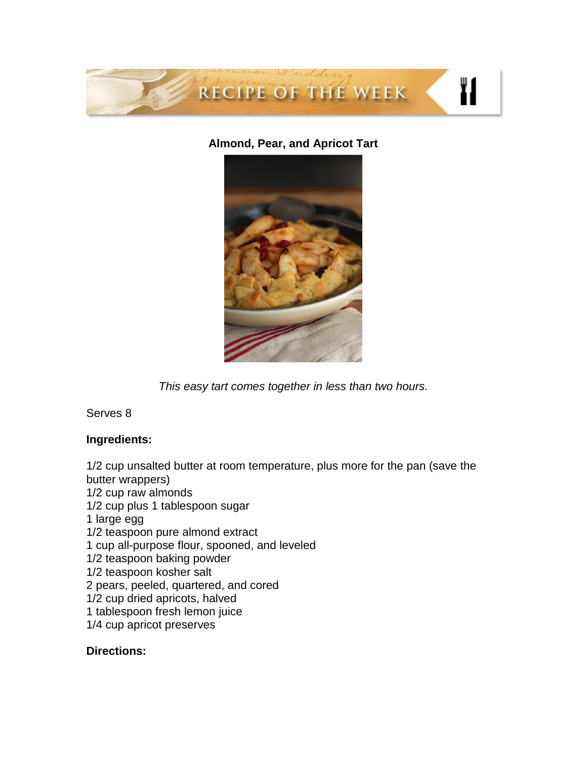**Almond, Pear, and Apricot Tart**

*This easy tart comes together in less than two hours.*

Serves 8

**Ingredients:**

1/2 cup unsalted butter at room temperature, plus more for the pan (save the butter wrappers)
1/2 cup raw almonds
1/2 cup plus 1 tablespoon sugar
1 large egg
1/2 teaspoon pure almond extract
1 cup all-purpose flour, spooned, and leveled
1/2 teaspoon baking powder
1/2 teaspoon kosher salt
2 pears, peeled, quartered, and cored
1/2 cup dried apricots, halved
1 tablespoon fresh lemon juice
1/4 cup apricot preserves

**Directions:**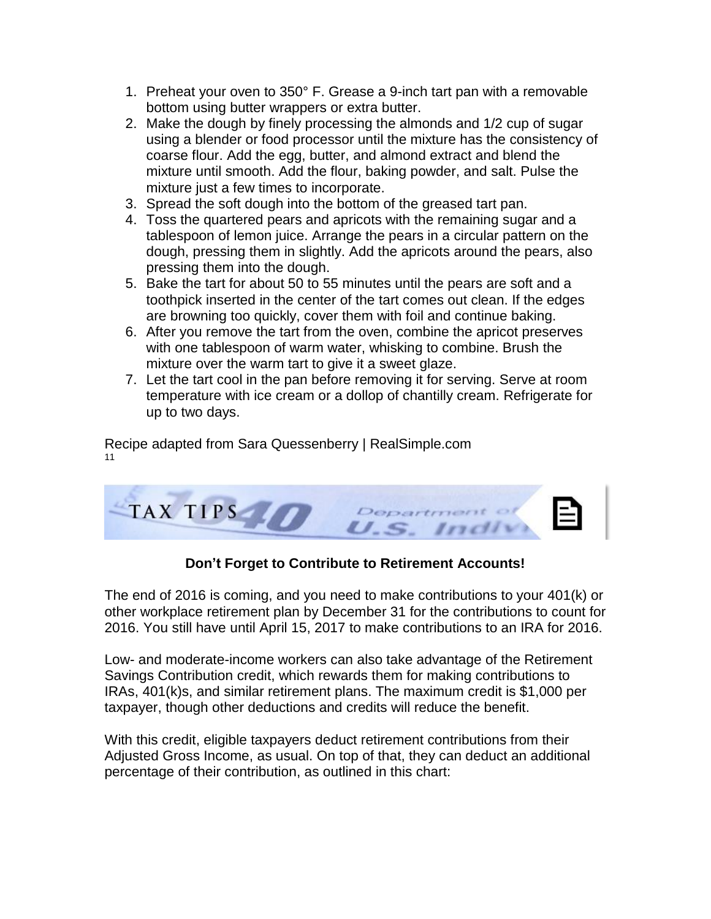1. Preheat your oven to 350° F. Grease a 9-inch tart pan with a removable bottom using butter wrappers or extra butter.
2. Make the dough by finely processing the almonds and 1/2 cup of sugar using a blender or food processor until the mixture has the consistency of coarse flour. Add the egg, butter, and almond extract and blend the mixture until smooth. Add the flour, baking powder, and salt. Pulse the mixture just a few times to incorporate.
3. Spread the soft dough into the bottom of the greased tart pan.
4. Toss the quartered pears and apricots with the remaining sugar and a tablespoon of lemon juice. Arrange the pears in a circular pattern on the dough, pressing them in slightly. Add the apricots around the pears, also pressing them into the dough.
5. Bake the tart for about 50 to 55 minutes until the pears are soft and a toothpick inserted in the center of the tart comes out clean. If the edges are browning too quickly, cover them with foil and continue baking.
6. After you remove the tart from the oven, combine the apricot preserves with one tablespoon of warm water, whisking to combine. Brush the mixture over the warm tart to give it a sweet glaze.
7. Let the tart cool in the pan before removing it for serving. Serve at room temperature with ice cream or a dollop of chantilly cream. Refrigerate for up to two days.

Recipe adapted from Sara Quessenberry | RealSimple.com[11]

## TAX TIPS

**Don't Forget to Contribute to Retirement Accounts!**

The end of 2016 is coming, and you need to make contributions to your 401(k) or other workplace retirement plan by December 31 for the contributions to count for 2016. You still have until April 15, 2017 to make contributions to an IRA for 2016.

Low- and moderate-income workers can also take advantage of the Retirement Savings Contribution credit, which rewards them for making contributions to IRAs, 401(k)s, and similar retirement plans. The maximum credit is $1,000 per taxpayer, though other deductions and credits will reduce the benefit.

With this credit, eligible taxpayers deduct retirement contributions from their Adjusted Gross Income, as usual. On top of that, they can deduct an additional percentage of their contribution, as outlined in this chart: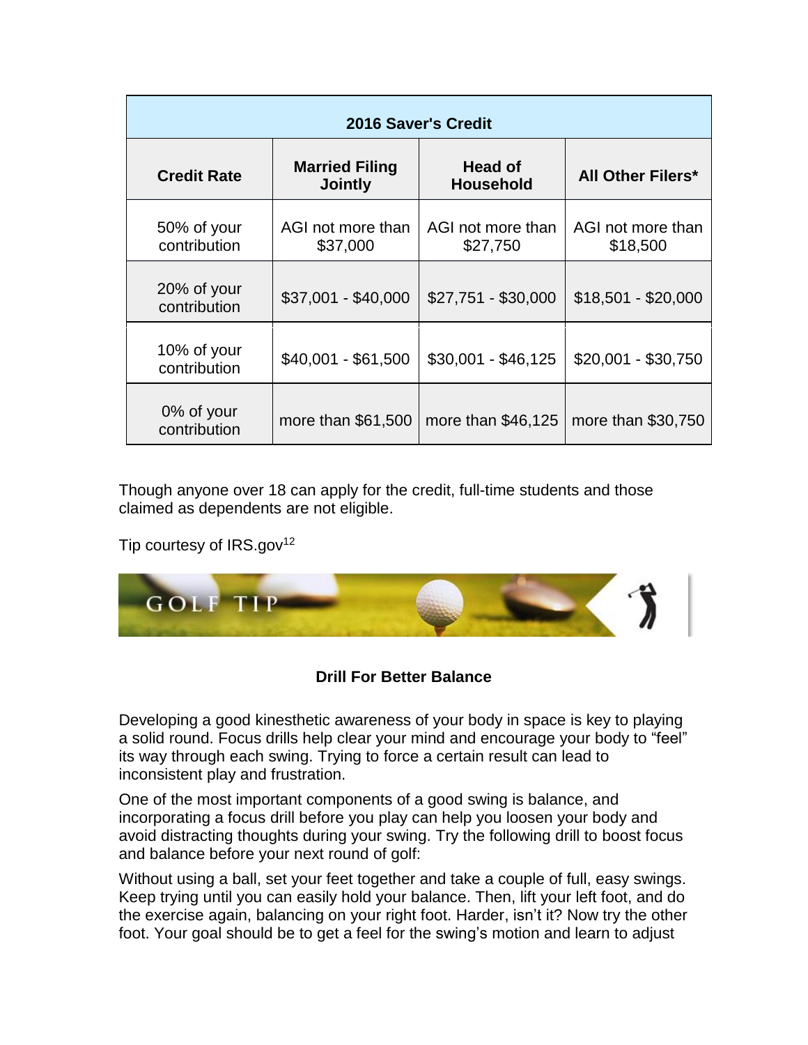| 2016 Saver's Credit | | | |
|---|---|---|---|
| **Credit Rate** | **Married Filing Jointly** | **Head of Household** | **All Other Filers*** |
| 50% of your contribution | AGI not more than $37,000 | AGI not more than $27,750 | AGI not more than $18,500 |
| 20% of your contribution | $37,001 - $40,000 | $27,751 - $30,000 | $18,501 - $20,000 |
| 10% of your contribution | $40,001 - $61,500 | $30,001 - $46,125 | $20,001 - $30,750 |
| 0% of your contribution | more than $61,500 | more than $46,125 | more than $30,750 |

Though anyone over 18 can apply for the credit, full-time students and those claimed as dependents are not eligible.

Tip courtesy of IRS.gov[12]

GOLF TIP

**Drill For Better Balance**

Developing a good kinesthetic awareness of your body in space is key to playing a solid round. Focus drills help clear your mind and encourage your body to "feel" its way through each swing. Trying to force a certain result can lead to inconsistent play and frustration.

One of the most important components of a good swing is balance, and incorporating a focus drill before you play can help you loosen your body and avoid distracting thoughts during your swing. Try the following drill to boost focus and balance before your next round of golf:

Without using a ball, set your feet together and take a couple of full, easy swings. Keep trying until you can easily hold your balance. Then, lift your left foot, and do the exercise again, balancing on your right foot. Harder, isn't it? Now try the other foot. Your goal should be to get a feel for the swing's motion and learn to adjust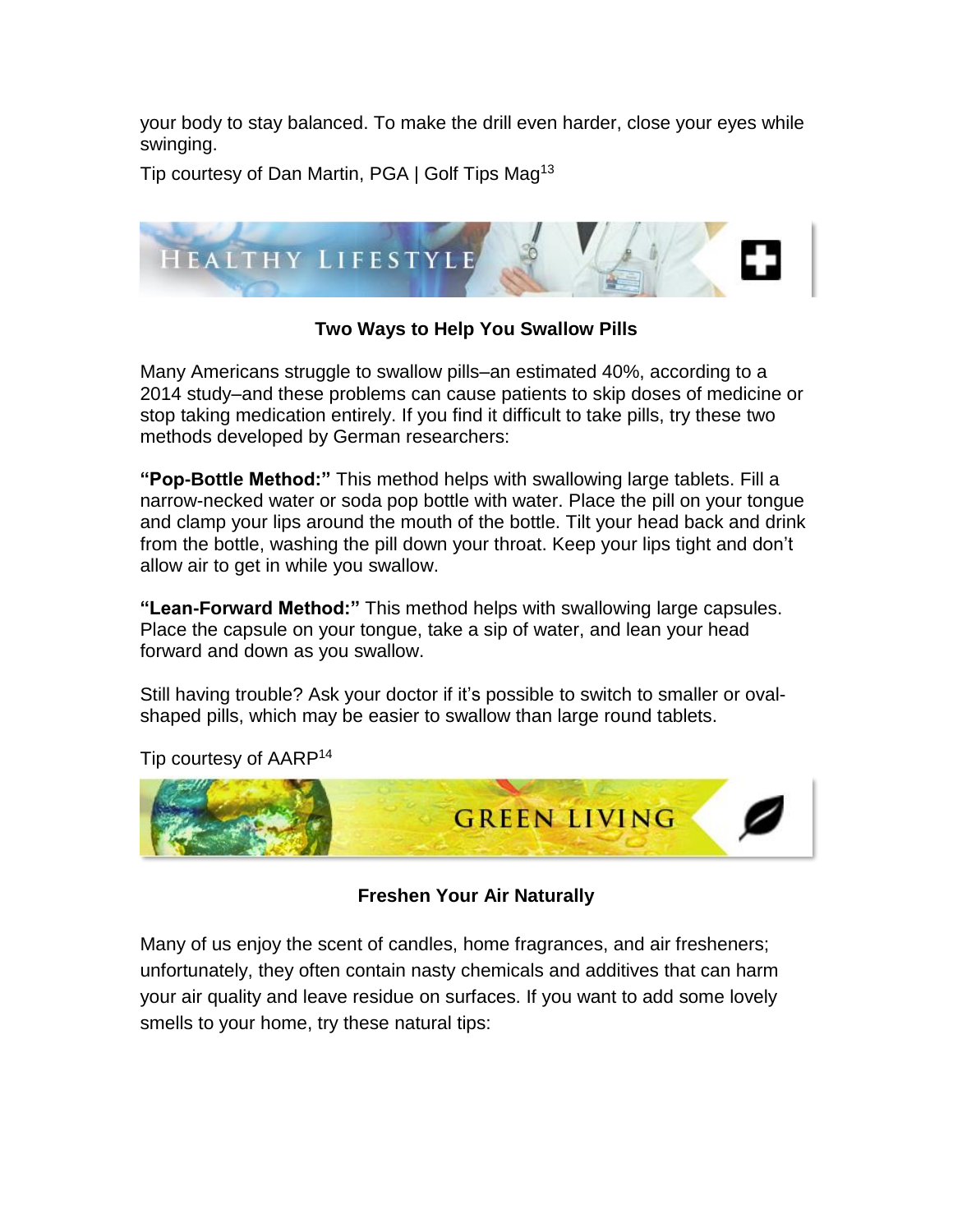your body to stay balanced. To make the drill even harder, close your eyes while swinging.

Tip courtesy of Dan Martin, PGA | Golf Tips Mag[13]

## HEALTHY LIFESTYLE

### Two Ways to Help You Swallow Pills

Many Americans struggle to swallow pills–an estimated 40%, according to a 2014 study–and these problems can cause patients to skip doses of medicine or stop taking medication entirely. If you find it difficult to take pills, try these two methods developed by German researchers:

**"Pop-Bottle Method:"** This method helps with swallowing large tablets. Fill a narrow-necked water or soda pop bottle with water. Place the pill on your tongue and clamp your lips around the mouth of the bottle. Tilt your head back and drink from the bottle, washing the pill down your throat. Keep your lips tight and don't allow air to get in while you swallow.

**"Lean-Forward Method:"** This method helps with swallowing large capsules. Place the capsule on your tongue, take a sip of water, and lean your head forward and down as you swallow.

Still having trouble? Ask your doctor if it's possible to switch to smaller or oval-shaped pills, which may be easier to swallow than large round tablets.

Tip courtesy of AARP[14]

## GREEN LIVING

### Freshen Your Air Naturally

Many of us enjoy the scent of candles, home fragrances, and air fresheners; unfortunately, they often contain nasty chemicals and additives that can harm your air quality and leave residue on surfaces. If you want to add some lovely smells to your home, try these natural tips: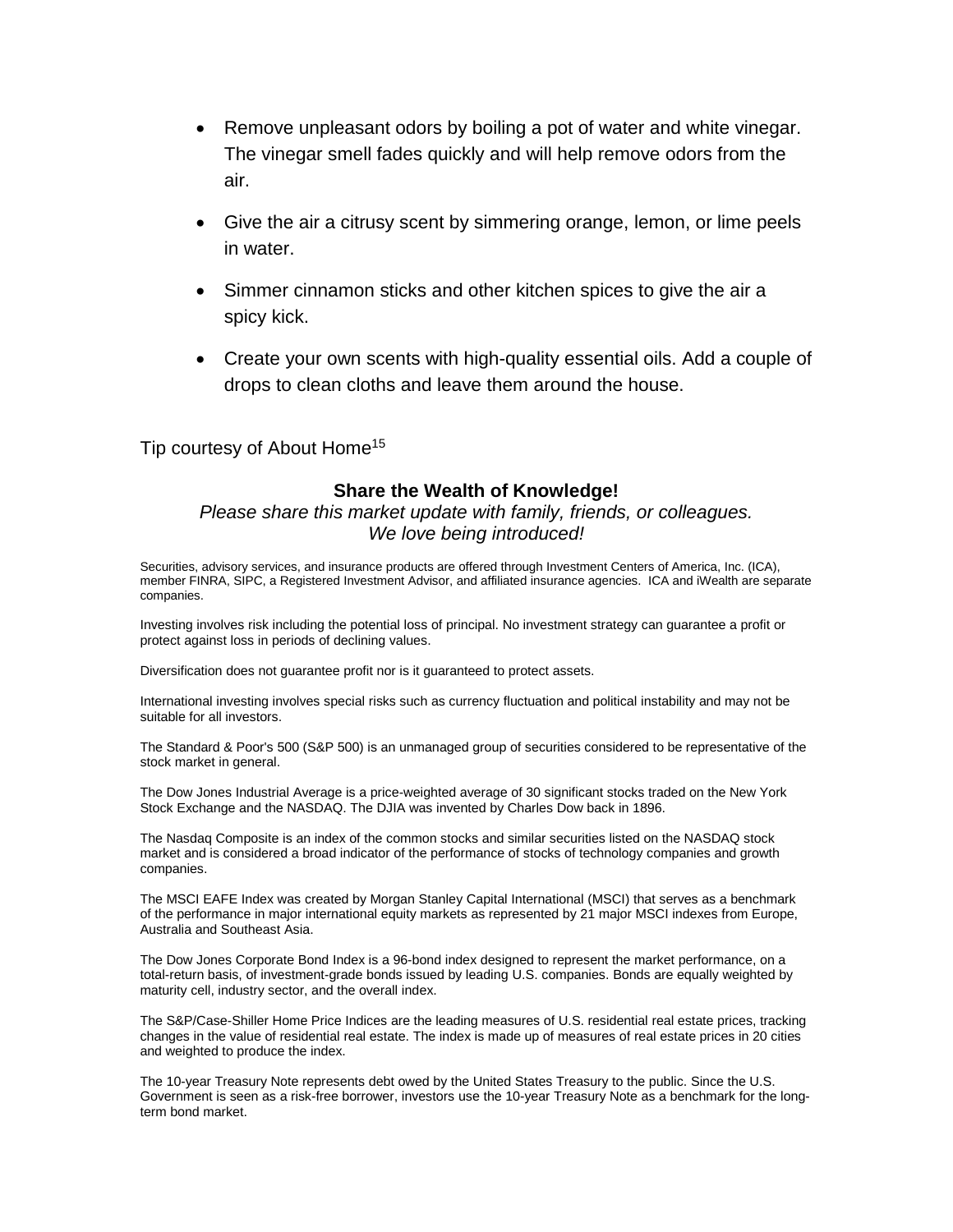- Remove unpleasant odors by boiling a pot of water and white vinegar. The vinegar smell fades quickly and will help remove odors from the air.

- Give the air a citrusy scent by simmering orange, lemon, or lime peels in water.

- Simmer cinnamon sticks and other kitchen spices to give the air a spicy kick.

- Create your own scents with high-quality essential oils. Add a couple of drops to clean cloths and leave them around the house.

Tip courtesy of About Home[15]

**Share the Wealth of Knowledge!**

*Please share this market update with family, friends, or colleagues.*
*We love being introduced!*

Securities, advisory services, and insurance products are offered through Investment Centers of America, Inc. (ICA), member FINRA, SIPC, a Registered Investment Advisor, and affiliated insurance agencies. ICA and iWealth are separate companies.

Investing involves risk including the potential loss of principal. No investment strategy can guarantee a profit or protect against loss in periods of declining values.

Diversification does not guarantee profit nor is it guaranteed to protect assets.

International investing involves special risks such as currency fluctuation and political instability and may not be suitable for all investors.

The Standard & Poor's 500 (S&P 500) is an unmanaged group of securities considered to be representative of the stock market in general.

The Dow Jones Industrial Average is a price-weighted average of 30 significant stocks traded on the New York Stock Exchange and the NASDAQ. The DJIA was invented by Charles Dow back in 1896.

The Nasdaq Composite is an index of the common stocks and similar securities listed on the NASDAQ stock market and is considered a broad indicator of the performance of stocks of technology companies and growth companies.

The MSCI EAFE Index was created by Morgan Stanley Capital International (MSCI) that serves as a benchmark of the performance in major international equity markets as represented by 21 major MSCI indexes from Europe, Australia and Southeast Asia.

The Dow Jones Corporate Bond Index is a 96-bond index designed to represent the market performance, on a total-return basis, of investment-grade bonds issued by leading U.S. companies. Bonds are equally weighted by maturity cell, industry sector, and the overall index.

The S&P/Case-Shiller Home Price Indices are the leading measures of U.S. residential real estate prices, tracking changes in the value of residential real estate. The index is made up of measures of real estate prices in 20 cities and weighted to produce the index.

The 10-year Treasury Note represents debt owed by the United States Treasury to the public. Since the U.S. Government is seen as a risk-free borrower, investors use the 10-year Treasury Note as a benchmark for the long-term bond market.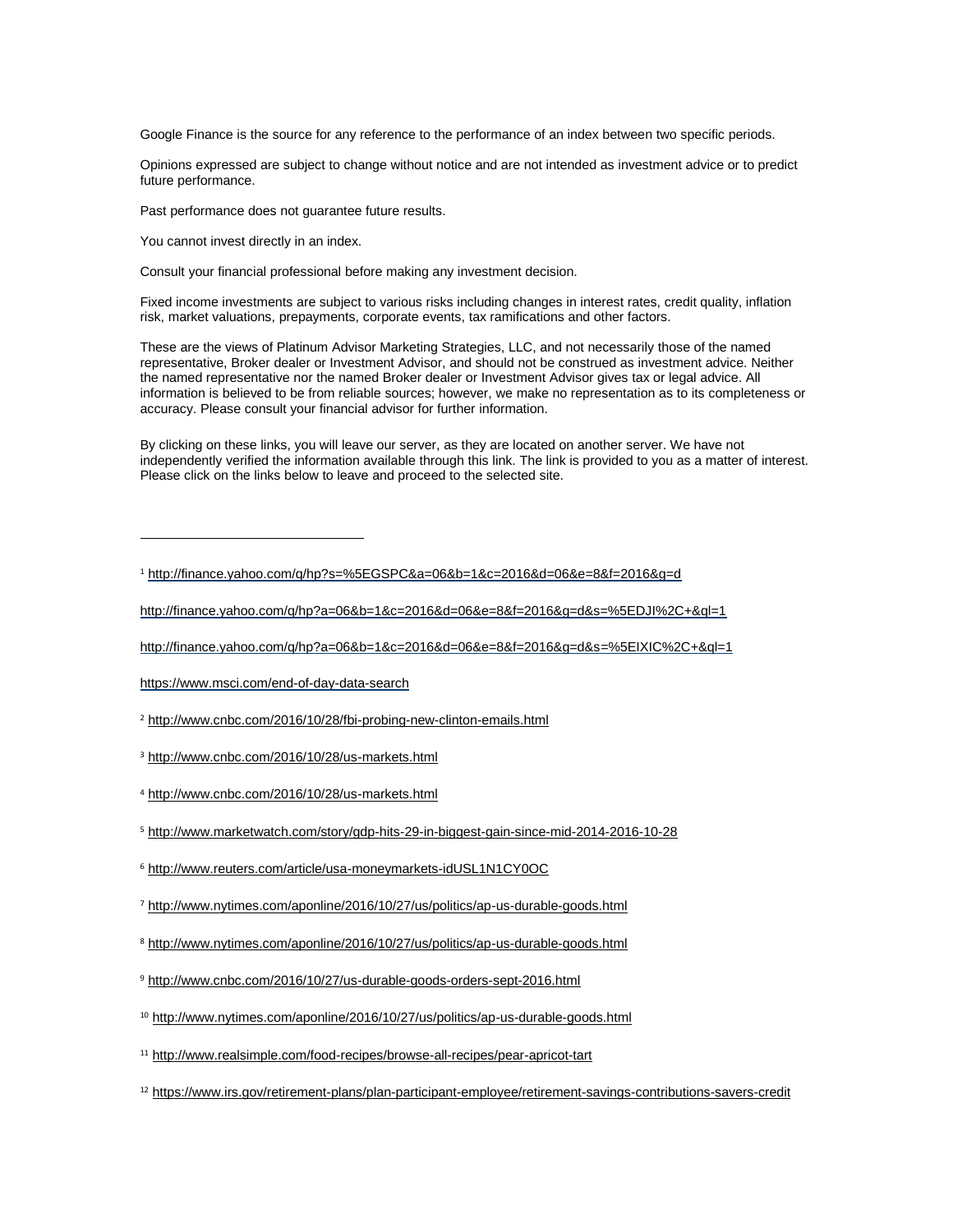Google Finance is the source for any reference to the performance of an index between two specific periods.

Opinions expressed are subject to change without notice and are not intended as investment advice or to predict future performance.

Past performance does not guarantee future results.

You cannot invest directly in an index.

Consult your financial professional before making any investment decision.

Fixed income investments are subject to various risks including changes in interest rates, credit quality, inflation risk, market valuations, prepayments, corporate events, tax ramifications and other factors.

These are the views of Platinum Advisor Marketing Strategies, LLC, and not necessarily those of the named representative, Broker dealer or Investment Advisor, and should not be construed as investment advice. Neither the named representative nor the named Broker dealer or Investment Advisor gives tax or legal advice. All information is believed to be from reliable sources; however, we make no representation as to its completeness or accuracy. Please consult your financial advisor for further information.

By clicking on these links, you will leave our server, as they are located on another server. We have not independently verified the information available through this link. The link is provided to you as a matter of interest. Please click on the links below to leave and proceed to the selected site.

---

[1] http://finance.yahoo.com/q/hp?s=%5EGSPC&a=06&b=1&c=2016&d=06&e=8&f=2016&g=d

http://finance.yahoo.com/q/hp?a=06&b=1&c=2016&d=06&e=8&f=2016&g=d&s=%5EDJI%2C+&ql=1

http://finance.yahoo.com/q/hp?a=06&b=1&c=2016&d=06&e=8&f=2016&g=d&s=%5EIXIC%2C+&ql=1

https://www.msci.com/end-of-day-data-search

[2] http://www.cnbc.com/2016/10/28/fbi-probing-new-clinton-emails.html

[3] http://www.cnbc.com/2016/10/28/us-markets.html

[4] http://www.cnbc.com/2016/10/28/us-markets.html

[5] http://www.marketwatch.com/story/gdp-hits-29-in-biggest-gain-since-mid-2014-2016-10-28

[6] http://www.reuters.com/article/usa-moneymarkets-idUSL1N1CY0OC

[7] http://www.nytimes.com/aponline/2016/10/27/us/politics/ap-us-durable-goods.html

[8] http://www.nytimes.com/aponline/2016/10/27/us/politics/ap-us-durable-goods.html

[9] http://www.cnbc.com/2016/10/27/us-durable-goods-orders-sept-2016.html

[10] http://www.nytimes.com/aponline/2016/10/27/us/politics/ap-us-durable-goods.html

[11] http://www.realsimple.com/food-recipes/browse-all-recipes/pear-apricot-tart

[12] https://www.irs.gov/retirement-plans/plan-participant-employee/retirement-savings-contributions-savers-credit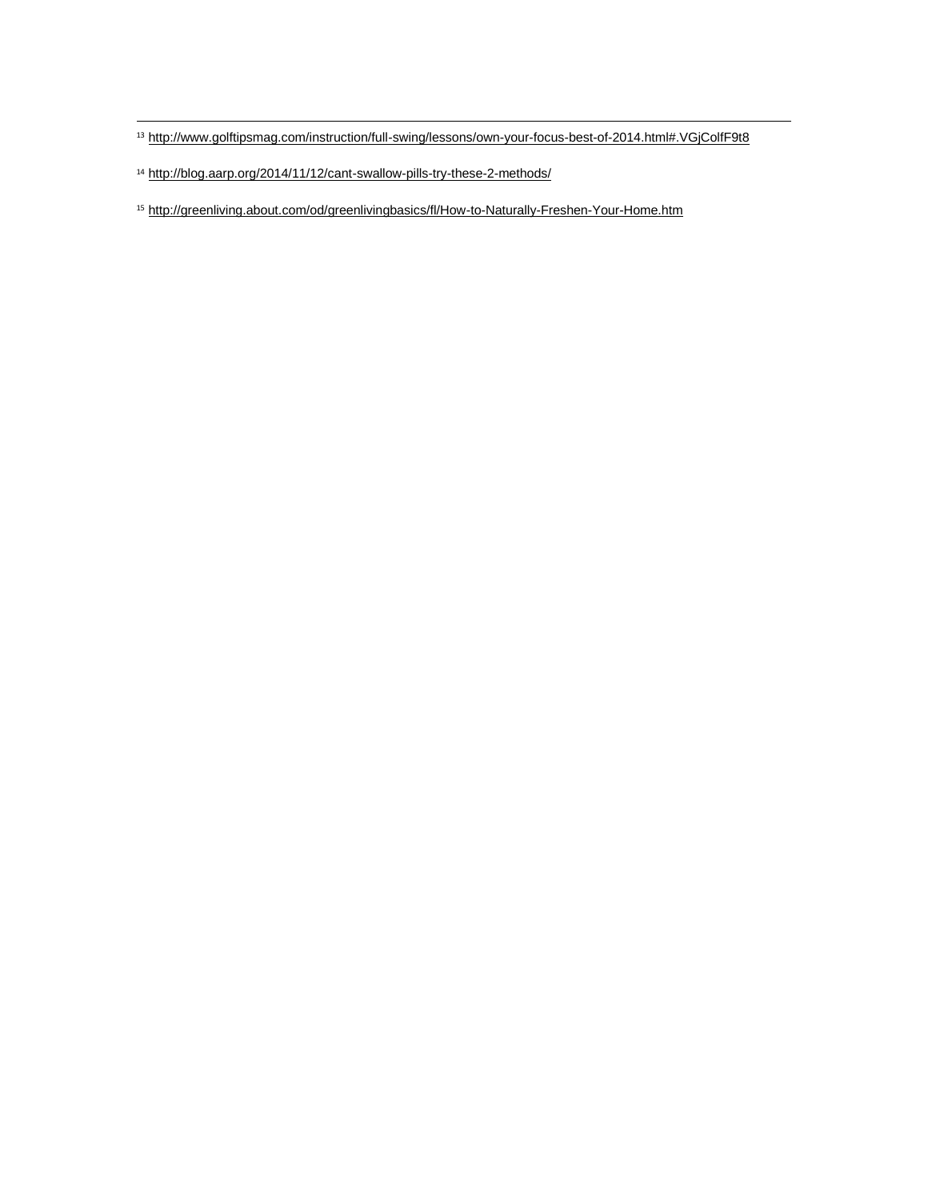[13] http://www.golftipsmag.com/instruction/full-swing/lessons/own-your-focus-best-of-2014.html#.VGjColfF9t8

[14] http://blog.aarp.org/2014/11/12/cant-swallow-pills-try-these-2-methods/

[15] http://greenliving.about.com/od/greenlivingbasics/fl/How-to-Naturally-Freshen-Your-Home.htm